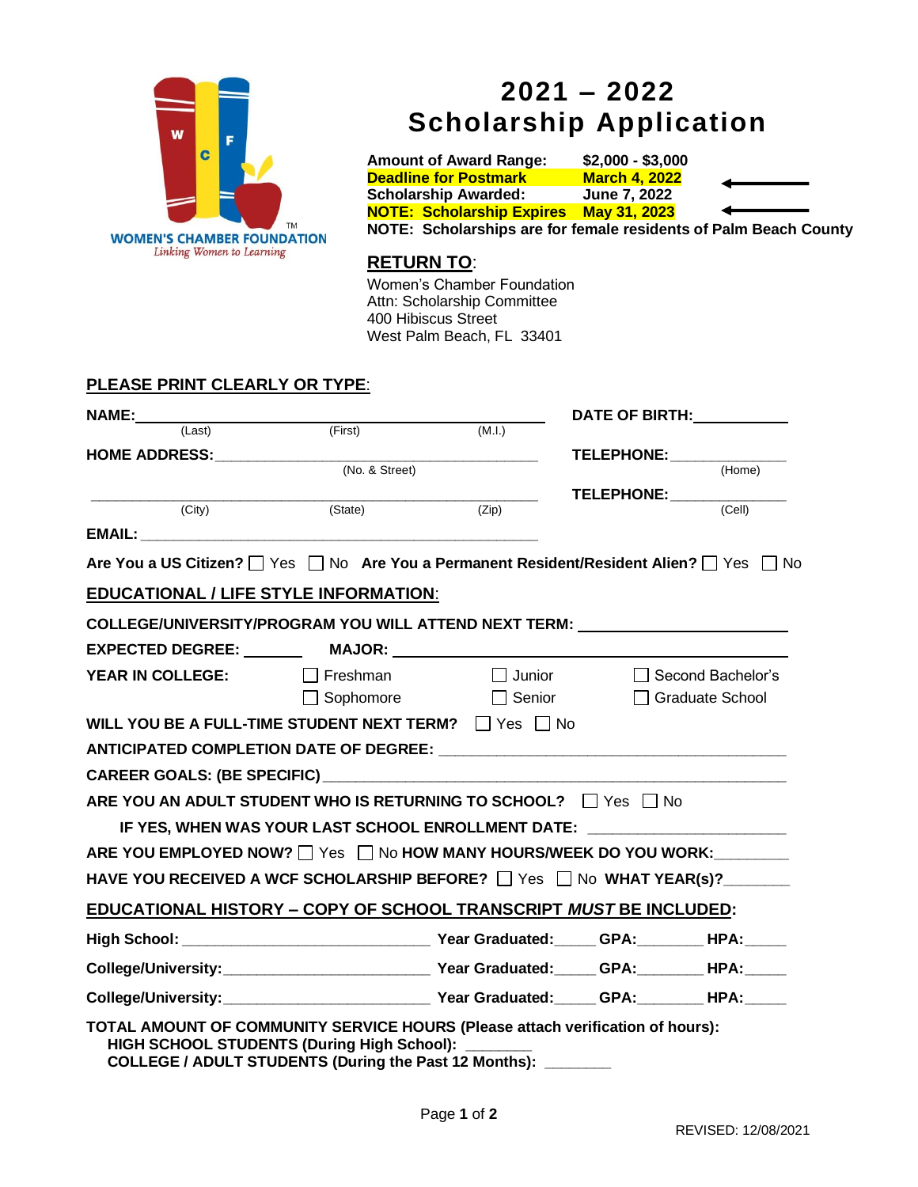WOMEN'S CHAMBER FOUNDATION
*Linking Women to Learning*

# 2021 – 2022 Scholarship Application

| | |
|---|---|
| **Amount of Award Range:** | **$2,000 - $3,000** |
| **Deadline for Postmark** | **March 4, 2022** |
| **Scholarship Awarded:** | **June 7, 2022** |
| **NOTE: Scholarship Expires** | **May 31, 2023** |

**NOTE: Scholarships are for female residents of Palm Beach County**

## RETURN TO:

Women's Chamber Foundation
Attn: Scholarship Committee
400 Hibiscus Street
West Palm Beach, FL 33401

## PLEASE PRINT CLEARLY OR TYPE:

**NAME:** ____________________ (Last) ____________________ (First) ________ (M.I.)

**DATE OF BIRTH:** ____________

**HOME ADDRESS:** ______________________________ (No. & Street)

**TELEPHONE:** ______________ (Home)

______________ (City) ______________ (State) ________ (Zip)

**TELEPHONE:** ______________ (Cell)

**EMAIL:** ______________________________

**Are You a US Citizen?** ☐ Yes ☐ No **Are You a Permanent Resident/Resident Alien?** ☐ Yes ☐ No

## EDUCATIONAL / LIFE STYLE INFORMATION:

**COLLEGE/UNIVERSITY/PROGRAM YOU WILL ATTEND NEXT TERM:** ______________________

**EXPECTED DEGREE:** ________ **MAJOR:** ______________________

**YEAR IN COLLEGE:** ☐ Freshman ☐ Sophomore ☐ Junior ☐ Senior ☐ Second Bachelor's ☐ Graduate School

**WILL YOU BE A FULL-TIME STUDENT NEXT TERM?** ☐ Yes ☐ No

**ANTICIPATED COMPLETION DATE OF DEGREE:** ______________________

**CAREER GOALS: (BE SPECIFIC)** ______________________

**ARE YOU AN ADULT STUDENT WHO IS RETURNING TO SCHOOL?** ☐ Yes ☐ No

**IF YES, WHEN WAS YOUR LAST SCHOOL ENROLLMENT DATE:** ______________________

**ARE YOU EMPLOYED NOW?** ☐ Yes ☐ No **HOW MANY HOURS/WEEK DO YOU WORK:** ________

**HAVE YOU RECEIVED A WCF SCHOLARSHIP BEFORE?** ☐ Yes ☐ No **WHAT YEAR(s)?** ________

## EDUCATIONAL HISTORY – COPY OF SCHOOL TRANSCRIPT *MUST* BE INCLUDED:

**High School:** ______________________ **Year Graduated:** _____ **GPA:** ________ **HPA:** _____

**College/University:** ______________________ **Year Graduated:** _____ **GPA:** ________ **HPA:** _____

**College/University:** ______________________ **Year Graduated:** _____ **GPA:** ________ **HPA:** _____

**TOTAL AMOUNT OF COMMUNITY SERVICE HOURS (Please attach verification of hours):**

**HIGH SCHOOL STUDENTS (During High School):** ________

**COLLEGE / ADULT STUDENTS (During the Past 12 Months):** ________

REVISED: 12/08/2021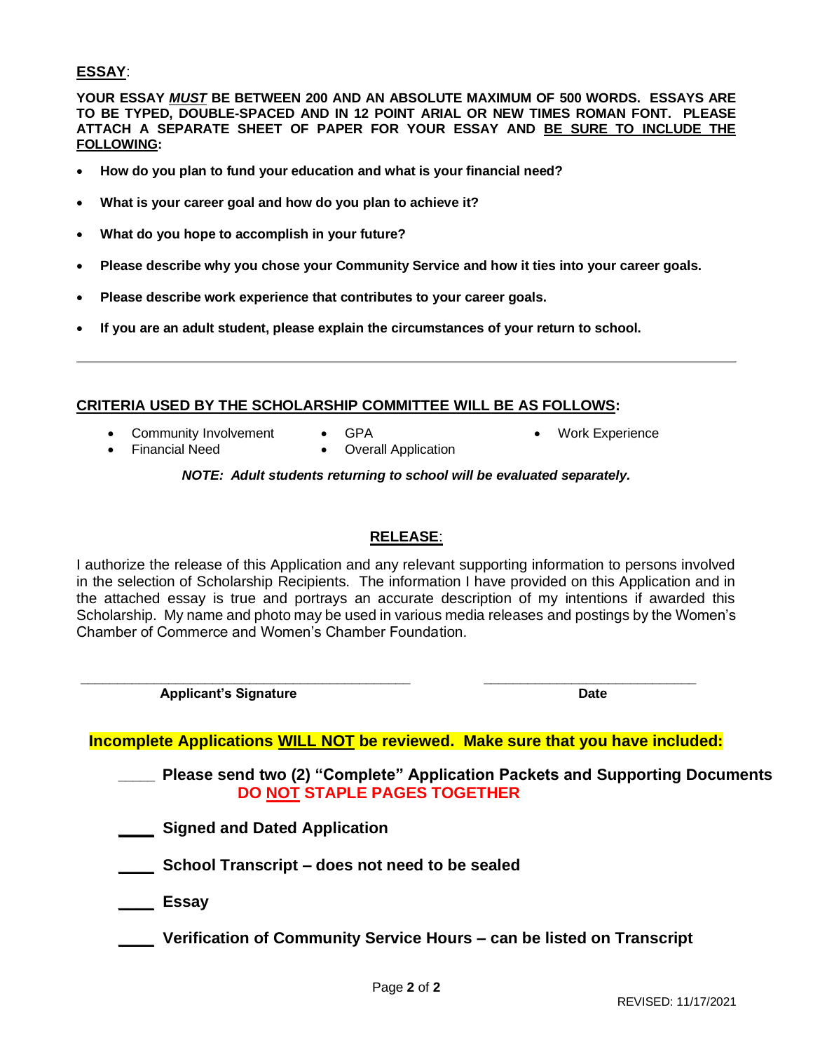## ESSAY:

**YOUR ESSAY *MUST* BE BETWEEN 200 AND AN ABSOLUTE MAXIMUM OF 500 WORDS. ESSAYS ARE TO BE TYPED, DOUBLE-SPACED AND IN 12 POINT ARIAL OR NEW TIMES ROMAN FONT. PLEASE ATTACH A SEPARATE SHEET OF PAPER FOR YOUR ESSAY AND BE SURE TO INCLUDE THE FOLLOWING:**

- **How do you plan to fund your education and what is your financial need?**
- **What is your career goal and how do you plan to achieve it?**
- **What do you hope to accomplish in your future?**
- **Please describe why you chose your Community Service and how it ties into your career goals.**
- **Please describe work experience that contributes to your career goals.**
- **If you are an adult student, please explain the circumstances of your return to school.**

---

## CRITERIA USED BY THE SCHOLARSHIP COMMITTEE WILL BE AS FOLLOWS:

- Community Involvement
- Financial Need
- GPA
- Overall Application
- Work Experience

***NOTE: Adult students returning to school will be evaluated separately.***

## RELEASE:

I authorize the release of this Application and any relevant supporting information to persons involved in the selection of Scholarship Recipients. The information I have provided on this Application and in the attached essay is true and portrays an accurate description of my intentions if awarded this Scholarship. My name and photo may be used in various media releases and postings by the Women's Chamber of Commerce and Women's Chamber Foundation.

\_\_\_\_\_\_\_\_\_\_\_\_\_\_\_\_\_\_\_\_\_\_\_\_\_\_\_\_\_\_\_\_\_\_\_\_\_\_\_\_ \_\_\_\_\_\_\_\_\_\_\_\_\_\_\_\_\_\_\_\_\_\_\_\_\_\_\_\_

**Applicant's Signature** **Date**

**Incomplete Applications WILL NOT be reviewed. Make sure that you have included:**

\_\_\_\_ **Please send two (2) "Complete" Application Packets and Supporting Documents**
**DO NOT STAPLE PAGES TOGETHER**

\_\_\_\_ **Signed and Dated Application**

\_\_\_\_ **School Transcript – does not need to be sealed**

\_\_\_\_ **Essay**

\_\_\_\_ **Verification of Community Service Hours – can be listed on Transcript**

REVISED: 11/17/2021